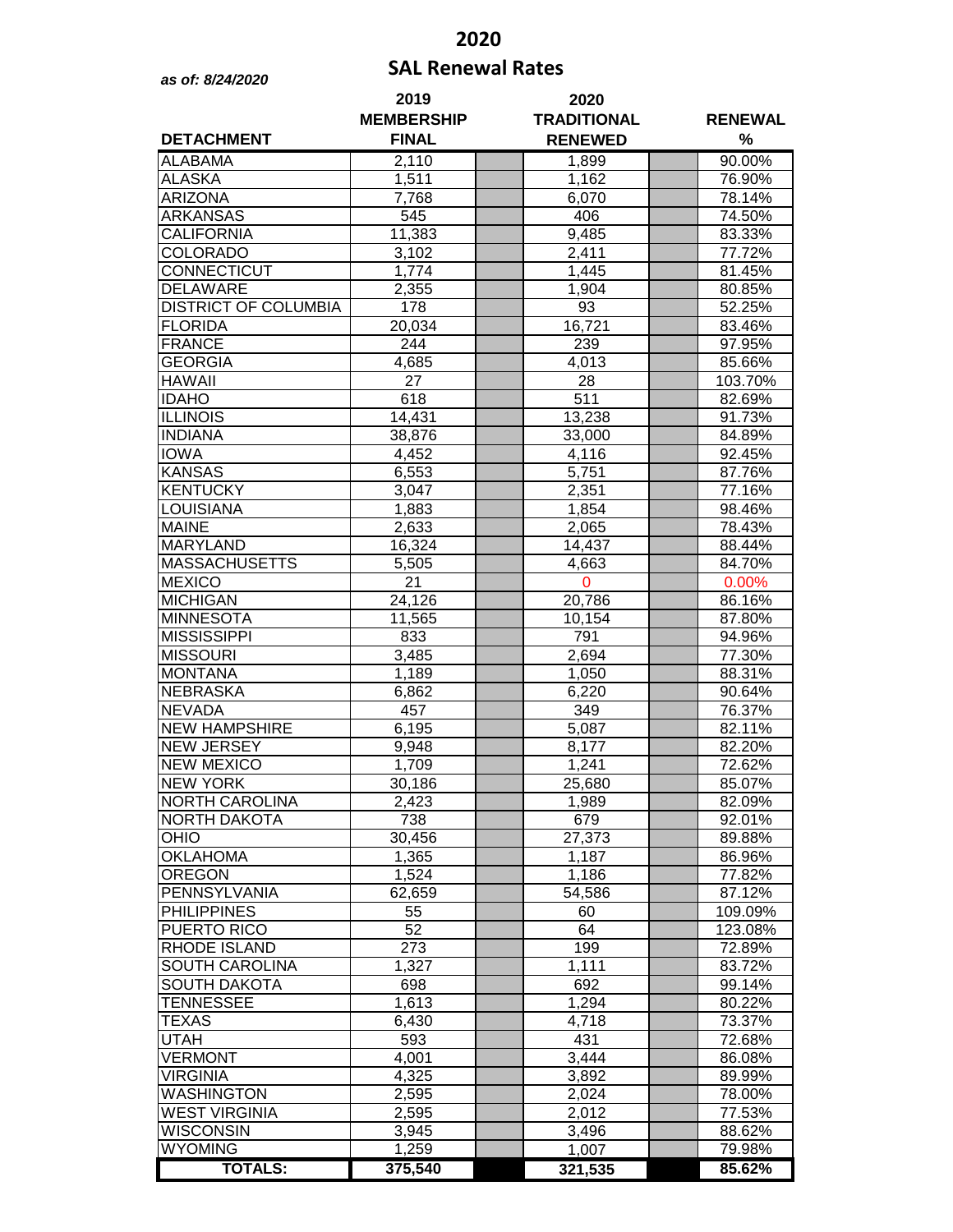# 2020

## SAL Renewal Rates

*as of: 8/24/2020*

| DETACHMENT | 2019 MEMBERSHIP FINAL | 2020 TRADITIONAL RENEWED | RENEWAL % |
|---|---|---|---|
| ALABAMA | 2,110 | 1,899 | 90.00% |
| ALASKA | 1,511 | 1,162 | 76.90% |
| ARIZONA | 7,768 | 6,070 | 78.14% |
| ARKANSAS | 545 | 406 | 74.50% |
| CALIFORNIA | 11,383 | 9,485 | 83.33% |
| COLORADO | 3,102 | 2,411 | 77.72% |
| CONNECTICUT | 1,774 | 1,445 | 81.45% |
| DELAWARE | 2,355 | 1,904 | 80.85% |
| DISTRICT OF COLUMBIA | 178 | 93 | 52.25% |
| FLORIDA | 20,034 | 16,721 | 83.46% |
| FRANCE | 244 | 239 | 97.95% |
| GEORGIA | 4,685 | 4,013 | 85.66% |
| HAWAII | 27 | 28 | 103.70% |
| IDAHO | 618 | 511 | 82.69% |
| ILLINOIS | 14,431 | 13,238 | 91.73% |
| INDIANA | 38,876 | 33,000 | 84.89% |
| IOWA | 4,452 | 4,116 | 92.45% |
| KANSAS | 6,553 | 5,751 | 87.76% |
| KENTUCKY | 3,047 | 2,351 | 77.16% |
| LOUISIANA | 1,883 | 1,854 | 98.46% |
| MAINE | 2,633 | 2,065 | 78.43% |
| MARYLAND | 16,324 | 14,437 | 88.44% |
| MASSACHUSETTS | 5,505 | 4,663 | 84.70% |
| MEXICO | 21 | 0 | 0.00% |
| MICHIGAN | 24,126 | 20,786 | 86.16% |
| MINNESOTA | 11,565 | 10,154 | 87.80% |
| MISSISSIPPI | 833 | 791 | 94.96% |
| MISSOURI | 3,485 | 2,694 | 77.30% |
| MONTANA | 1,189 | 1,050 | 88.31% |
| NEBRASKA | 6,862 | 6,220 | 90.64% |
| NEVADA | 457 | 349 | 76.37% |
| NEW HAMPSHIRE | 6,195 | 5,087 | 82.11% |
| NEW JERSEY | 9,948 | 8,177 | 82.20% |
| NEW MEXICO | 1,709 | 1,241 | 72.62% |
| NEW YORK | 30,186 | 25,680 | 85.07% |
| NORTH CAROLINA | 2,423 | 1,989 | 82.09% |
| NORTH DAKOTA | 738 | 679 | 92.01% |
| OHIO | 30,456 | 27,373 | 89.88% |
| OKLAHOMA | 1,365 | 1,187 | 86.96% |
| OREGON | 1,524 | 1,186 | 77.82% |
| PENNSYLVANIA | 62,659 | 54,586 | 87.12% |
| PHILIPPINES | 55 | 60 | 109.09% |
| PUERTO RICO | 52 | 64 | 123.08% |
| RHODE ISLAND | 273 | 199 | 72.89% |
| SOUTH CAROLINA | 1,327 | 1,111 | 83.72% |
| SOUTH DAKOTA | 698 | 692 | 99.14% |
| TENNESSEE | 1,613 | 1,294 | 80.22% |
| TEXAS | 6,430 | 4,718 | 73.37% |
| UTAH | 593 | 431 | 72.68% |
| VERMONT | 4,001 | 3,444 | 86.08% |
| VIRGINIA | 4,325 | 3,892 | 89.99% |
| WASHINGTON | 2,595 | 2,024 | 78.00% |
| WEST VIRGINIA | 2,595 | 2,012 | 77.53% |
| WISCONSIN | 3,945 | 3,496 | 88.62% |
| WYOMING | 1,259 | 1,007 | 79.98% |
| **TOTALS:** | **375,540** | **321,535** | **85.62%** |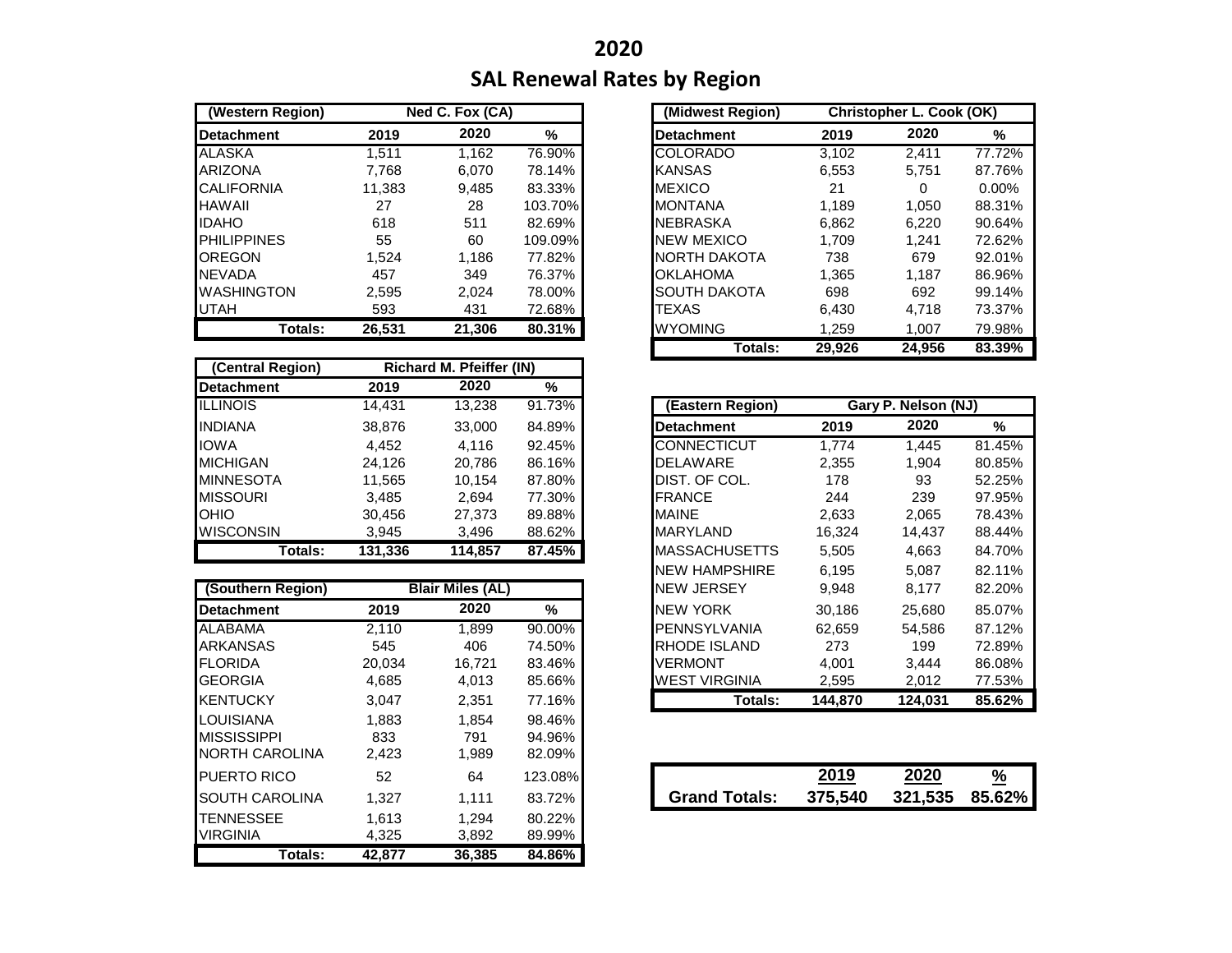# 2020

## SAL Renewal Rates by Region

| (Western Region) | Ned C. Fox (CA) | | |
|---|---|---|---|
| **Detachment** | **2019** | **2020** | **%** |
| ALASKA | 1,511 | 1,162 | 76.90% |
| ARIZONA | 7,768 | 6,070 | 78.14% |
| CALIFORNIA | 11,383 | 9,485 | 83.33% |
| HAWAII | 27 | 28 | 103.70% |
| IDAHO | 618 | 511 | 82.69% |
| PHILIPPINES | 55 | 60 | 109.09% |
| OREGON | 1,524 | 1,186 | 77.82% |
| NEVADA | 457 | 349 | 76.37% |
| WASHINGTON | 2,595 | 2,024 | 78.00% |
| UTAH | 593 | 431 | 72.68% |
| **Totals:** | **26,531** | **21,306** | **80.31%** |

| (Midwest Region) | Christopher L. Cook (OK) | | |
|---|---|---|---|
| **Detachment** | **2019** | **2020** | **%** |
| COLORADO | 3,102 | 2,411 | 77.72% |
| KANSAS | 6,553 | 5,751 | 87.76% |
| MEXICO | 21 | 0 | 0.00% |
| MONTANA | 1,189 | 1,050 | 88.31% |
| NEBRASKA | 6,862 | 6,220 | 90.64% |
| NEW MEXICO | 1,709 | 1,241 | 72.62% |
| NORTH DAKOTA | 738 | 679 | 92.01% |
| OKLAHOMA | 1,365 | 1,187 | 86.96% |
| SOUTH DAKOTA | 698 | 692 | 99.14% |
| TEXAS | 6,430 | 4,718 | 73.37% |
| WYOMING | 1,259 | 1,007 | 79.98% |
| **Totals:** | **29,926** | **24,956** | **83.39%** |

| (Central Region) | Richard M. Pfeiffer (IN) | | |
|---|---|---|---|
| **Detachment** | **2019** | **2020** | **%** |
| ILLINOIS | 14,431 | 13,238 | 91.73% |
| INDIANA | 38,876 | 33,000 | 84.89% |
| IOWA | 4,452 | 4,116 | 92.45% |
| MICHIGAN | 24,126 | 20,786 | 86.16% |
| MINNESOTA | 11,565 | 10,154 | 87.80% |
| MISSOURI | 3,485 | 2,694 | 77.30% |
| OHIO | 30,456 | 27,373 | 89.88% |
| WISCONSIN | 3,945 | 3,496 | 88.62% |
| **Totals:** | **131,336** | **114,857** | **87.45%** |

| (Eastern Region) | Gary P. Nelson (NJ) | | |
|---|---|---|---|
| **Detachment** | **2019** | **2020** | **%** |
| CONNECTICUT | 1,774 | 1,445 | 81.45% |
| DELAWARE | 2,355 | 1,904 | 80.85% |
| DIST. OF COL. | 178 | 93 | 52.25% |
| FRANCE | 244 | 239 | 97.95% |
| MAINE | 2,633 | 2,065 | 78.43% |
| MARYLAND | 16,324 | 14,437 | 88.44% |
| MASSACHUSETTS | 5,505 | 4,663 | 84.70% |
| NEW HAMPSHIRE | 6,195 | 5,087 | 82.11% |
| NEW JERSEY | 9,948 | 8,177 | 82.20% |
| NEW YORK | 30,186 | 25,680 | 85.07% |
| PENNSYLVANIA | 62,659 | 54,586 | 87.12% |
| RHODE ISLAND | 273 | 199 | 72.89% |
| VERMONT | 4,001 | 3,444 | 86.08% |
| WEST VIRGINIA | 2,595 | 2,012 | 77.53% |
| **Totals:** | **144,870** | **124,031** | **85.62%** |

| (Southern Region) | Blair Miles (AL) | | |
|---|---|---|---|
| **Detachment** | **2019** | **2020** | **%** |
| ALABAMA | 2,110 | 1,899 | 90.00% |
| ARKANSAS | 545 | 406 | 74.50% |
| FLORIDA | 20,034 | 16,721 | 83.46% |
| GEORGIA | 4,685 | 4,013 | 85.66% |
| KENTUCKY | 3,047 | 2,351 | 77.16% |
| LOUISIANA | 1,883 | 1,854 | 98.46% |
| MISSISSIPPI | 833 | 791 | 94.96% |
| NORTH CAROLINA | 2,423 | 1,989 | 82.09% |
| PUERTO RICO | 52 | 64 | 123.08% |
| SOUTH CAROLINA | 1,327 | 1,111 | 83.72% |
| TENNESSEE | 1,613 | 1,294 | 80.22% |
| VIRGINIA | 4,325 | 3,892 | 89.99% |
| **Totals:** | **42,877** | **36,385** | **84.86%** |

| | **2019** | **2020** | **%** |
|---|---|---|---|
| **Grand Totals:** | **375,540** | **321,535** | **85.62%** |